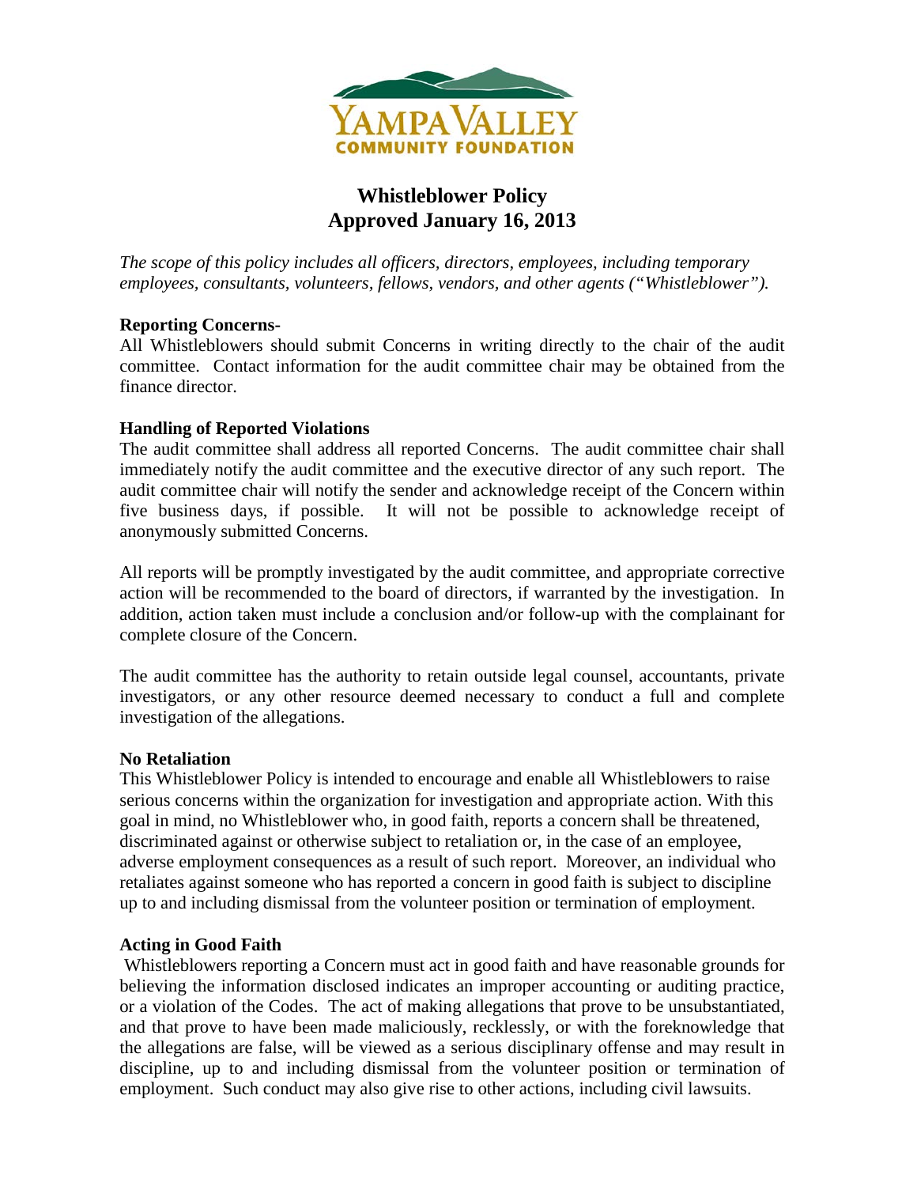YAMPA VALLEY COMMUNITY FOUNDATION

# Whistleblower Policy
# Approved January 16, 2013

*The scope of this policy includes all officers, directors, employees, including temporary employees, consultants, volunteers, fellows, vendors, and other agents ("Whistleblower").*

**Reporting Concerns-**

All Whistleblowers should submit Concerns in writing directly to the chair of the audit committee. Contact information for the audit committee chair may be obtained from the finance director.

**Handling of Reported Violations**

The audit committee shall address all reported Concerns. The audit committee chair shall immediately notify the audit committee and the executive director of any such report. The audit committee chair will notify the sender and acknowledge receipt of the Concern within five business days, if possible. It will not be possible to acknowledge receipt of anonymously submitted Concerns.

All reports will be promptly investigated by the audit committee, and appropriate corrective action will be recommended to the board of directors, if warranted by the investigation. In addition, action taken must include a conclusion and/or follow-up with the complainant for complete closure of the Concern.

The audit committee has the authority to retain outside legal counsel, accountants, private investigators, or any other resource deemed necessary to conduct a full and complete investigation of the allegations.

**No Retaliation**

This Whistleblower Policy is intended to encourage and enable all Whistleblowers to raise serious concerns within the organization for investigation and appropriate action. With this goal in mind, no Whistleblower who, in good faith, reports a concern shall be threatened, discriminated against or otherwise subject to retaliation or, in the case of an employee, adverse employment consequences as a result of such report. Moreover, an individual who retaliates against someone who has reported a concern in good faith is subject to discipline up to and including dismissal from the volunteer position or termination of employment.

**Acting in Good Faith**

Whistleblowers reporting a Concern must act in good faith and have reasonable grounds for believing the information disclosed indicates an improper accounting or auditing practice, or a violation of the Codes. The act of making allegations that prove to be unsubstantiated, and that prove to have been made maliciously, recklessly, or with the foreknowledge that the allegations are false, will be viewed as a serious disciplinary offense and may result in discipline, up to and including dismissal from the volunteer position or termination of employment. Such conduct may also give rise to other actions, including civil lawsuits.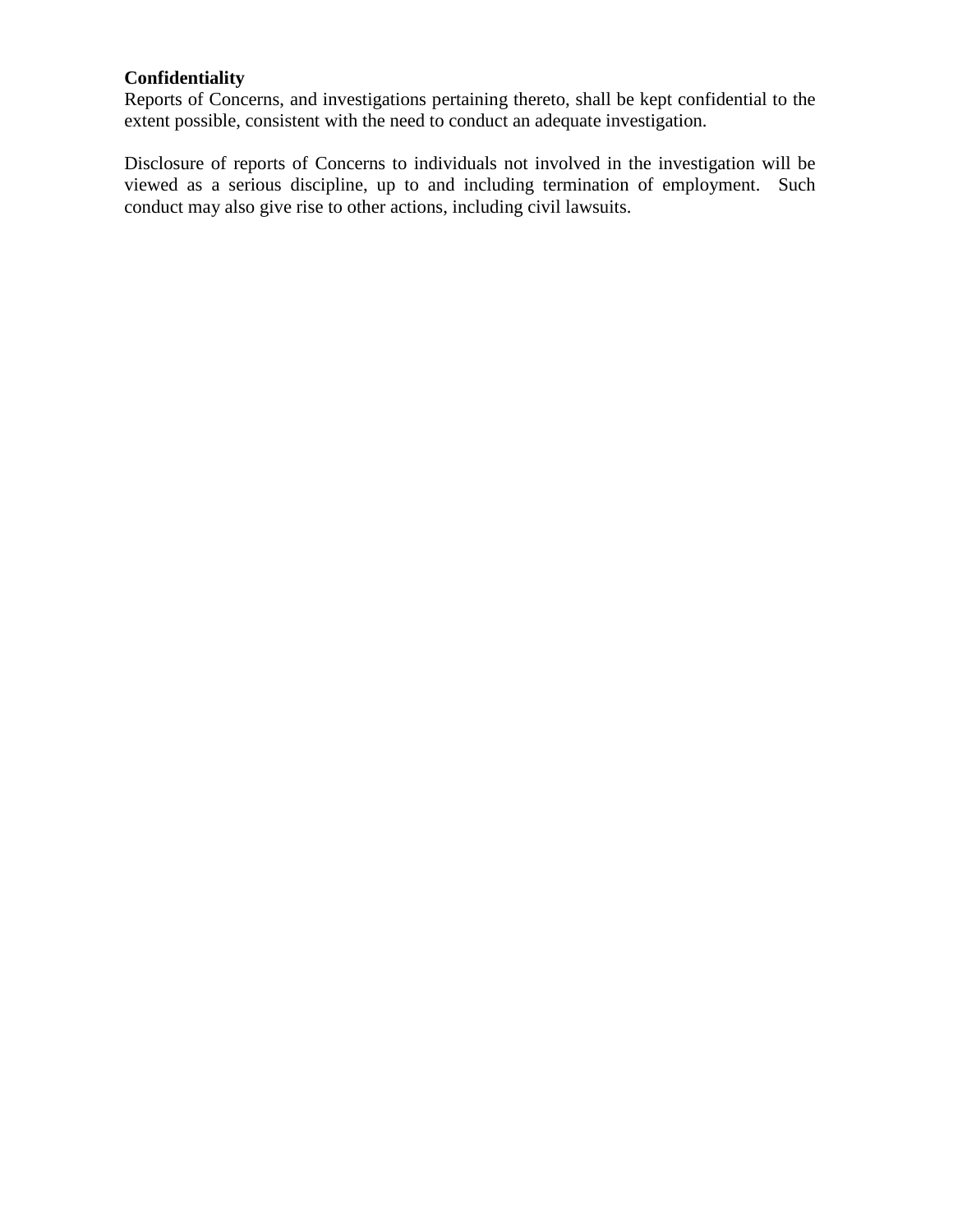**Confidentiality**

Reports of Concerns, and investigations pertaining thereto, shall be kept confidential to the extent possible, consistent with the need to conduct an adequate investigation.

Disclosure of reports of Concerns to individuals not involved in the investigation will be viewed as a serious discipline, up to and including termination of employment. Such conduct may also give rise to other actions, including civil lawsuits.